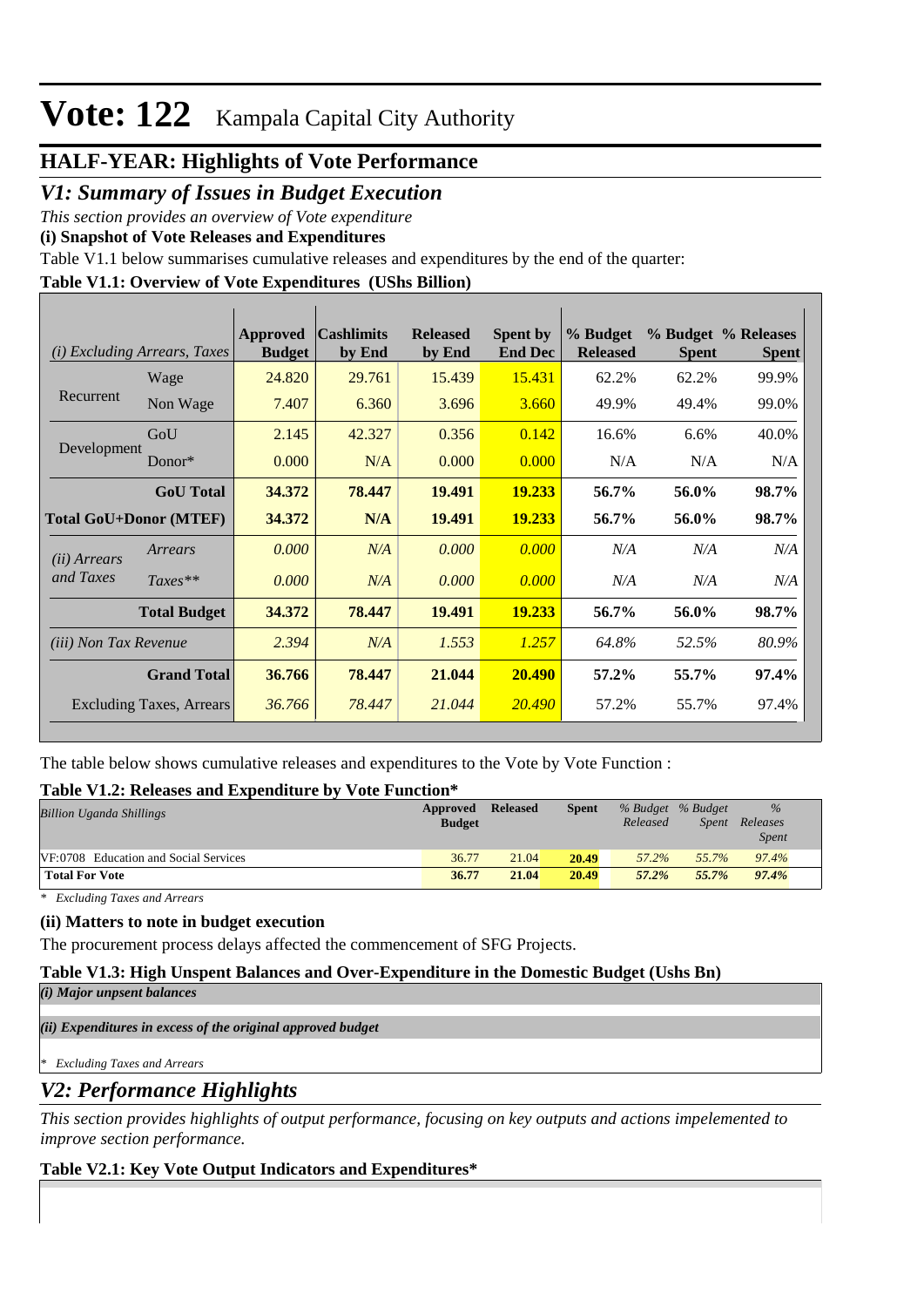# Vote: 122 Kampala Capital City Authority

## HALF-YEAR: Highlights of Vote Performance

## *V1: Summary of Issues in Budget Execution*

*This section provides an overview of Vote expenditure*

**(i) Snapshot of Vote Releases and Expenditures**

Table V1.1 below summarises cumulative releases and expenditures by the end of the quarter:

**Table V1.1: Overview of Vote Expenditures (UShs Billion)**

| *(i) Excluding Arrears, Taxes* | | Approved Budget | Cashlimits by End | Released by End | Spent by End Dec | % Budget Released | % Budget Spent | % Releases Spent |
|---|---|---|---|---|---|---|---|---|
| Recurrent | Wage | 24.820 | 29.761 | 15.439 | 15.431 | 62.2% | 62.2% | 99.9% |
| | Non Wage | 7.407 | 6.360 | 3.696 | 3.660 | 49.9% | 49.4% | 99.0% |
| Development | GoU | 2.145 | 42.327 | 0.356 | 0.142 | 16.6% | 6.6% | 40.0% |
| | Donor* | 0.000 | N/A | 0.000 | 0.000 | N/A | N/A | N/A |
| | **GoU Total** | **34.372** | **78.447** | **19.491** | **19.233** | **56.7%** | **56.0%** | **98.7%** |
| **Total GoU+Donor (MTEF)** | | **34.372** | **N/A** | **19.491** | **19.233** | **56.7%** | **56.0%** | **98.7%** |
| *(ii) Arrears and Taxes* | *Arrears* | *0.000* | *N/A* | *0.000* | *0.000* | *N/A* | *N/A* | *N/A* |
| | *Taxes*** | *0.000* | *N/A* | *0.000* | *0.000* | *N/A* | *N/A* | *N/A* |
| | **Total Budget** | **34.372** | **78.447** | **19.491** | **19.233** | **56.7%** | **56.0%** | **98.7%** |
| *(iii) Non Tax Revenue* | | *2.394* | *N/A* | *1.553* | *1.257* | *64.8%* | *52.5%* | *80.9%* |
| | **Grand Total** | **36.766** | **78.447** | **21.044** | **20.490** | **57.2%** | **55.7%** | **97.4%** |
| Excluding Taxes, Arrears | | *36.766* | *78.447* | *21.044* | *20.490* | 57.2% | 55.7% | 97.4% |

The table below shows cumulative releases and expenditures to the Vote by Vote Function :

**Table V1.2: Releases and Expenditure by Vote Function***

| *Billion Uganda Shillings* | Approved Budget | Released | Spent | *% Budget Released* | *% Budget Spent* | *% Releases Spent* |
|---|---|---|---|---|---|---|
| VF:0708 Education and Social Services | 36.77 | 21.04 | **20.49** | *57.2%* | *55.7%* | *97.4%* |
| **Total For Vote** | **36.77** | **21.04** | **20.49** | ***57.2%*** | ***55.7%*** | ***97.4%*** |

*\* Excluding Taxes and Arrears*

**(ii) Matters to note in budget execution**

The procurement process delays affected the commencement of SFG Projects.

**Table V1.3: High Unspent Balances and Over-Expenditure in the Domestic Budget (Ushs Bn)**

***(i) Major unpsent balances***

***(ii) Expenditures in excess of the original approved budget***

*\* Excluding Taxes and Arrears*

## *V2: Performance Highlights*

*This section provides highlights of output performance, focusing on key outputs and actions impelemented to improve section performance.*

**Table V2.1: Key Vote Output Indicators and Expenditures***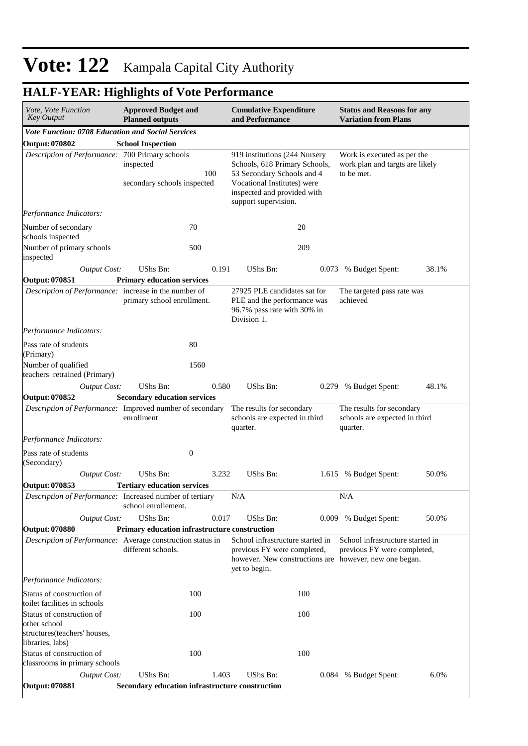# Vote: 122 Kampala Capital City Authority

## HALF-YEAR: Highlights of Vote Performance

| *Vote, Vote Function Key Output* | **Approved Budget and Planned outputs** | | **Cumulative Expenditure and Performance** | | **Status and Reasons for any Variation from Plans** | |
|---|---|---|---|---|---|---|
| ***Vote Function: 0708 Education and Social Services*** | | | | | | |
| **Output: 070802** | **School Inspection** | | | | | |
| *Description of Performance:* | 700 Primary schools inspected 100 secondary schools inspected | | 919 institutions (244 Nursery Schools, 618 Primary Schools, 53 Secondary Schools and 4 Vocational Institutes) were inspected and provided with support supervision. | | Work is executed as per the work plan and targts are likely to be met. | |
| *Performance Indicators:* | | | | | | |
| Number of secondary schools inspected | 70 | | 20 | | | |
| Number of primary schools inspected | 500 | | 209 | | | |
| *Output Cost:* | UShs Bn: | 0.191 | UShs Bn: | 0.073 | % Budget Spent: | 38.1% |
| **Output: 070851** | **Primary education services** | | | | | |
| *Description of Performance:* | increase in the number of primary school enrollment. | | 27925 PLE candidates sat for PLE and the performance was 96.7% pass rate with 30% in Division 1. | | The targeted pass rate was achieved | |
| *Performance Indicators:* | | | | | | |
| Pass rate of students (Primary) | 80 | | | | | |
| Number of qualified teachers retrained (Primary) | 1560 | | | | | |
| *Output Cost:* | UShs Bn: | 0.580 | UShs Bn: | 0.279 | % Budget Spent: | 48.1% |
| **Output: 070852** | **Secondary education services** | | | | | |
| *Description of Performance:* | Improved number of secondary enrollment | | The results for secondary schools are expected in third quarter. | | The results for secondary schools are expected in third quarter. | |
| *Performance Indicators:* | | | | | | |
| Pass rate of students (Secondary) | 0 | | | | | |
| *Output Cost:* | UShs Bn: | 3.232 | UShs Bn: | 1.615 | % Budget Spent: | 50.0% |
| **Output: 070853** | **Tertiary education services** | | | | | |
| *Description of Performance:* | Increased number of tertiary school enrollement. | | N/A | | N/A | |
| *Output Cost:* | UShs Bn: | 0.017 | UShs Bn: | 0.009 | % Budget Spent: | 50.0% |
| **Output: 070880** | **Primary education infrastructure construction** | | | | | |
| *Description of Performance:* | Average construction status in different schools. | | School infrastructure started in previous FY were completed, however. New constructions are yet to begin. | | School infrastructure started in previous FY were completed, however, new one began. | |
| *Performance Indicators:* | | | | | | |
| Status of construction of toilet facilities in schools | 100 | | 100 | | | |
| Status of construction of other school structures(teachers' houses, libraries, labs) | 100 | | 100 | | | |
| Status of construction of classrooms in primary schools | 100 | | 100 | | | |
| *Output Cost:* | UShs Bn: | 1.403 | UShs Bn: | 0.084 | % Budget Spent: | 6.0% |
| **Output: 070881** | **Secondary education infrastructure construction** | | | | | |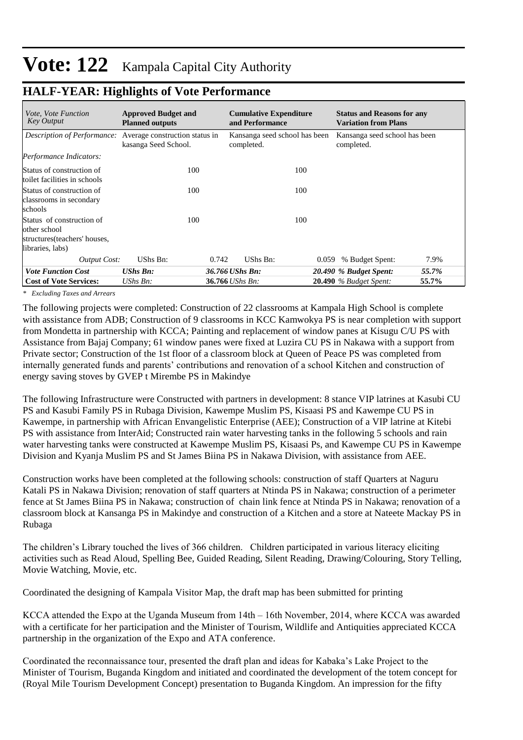# Vote: 122 Kampala Capital City Authority

## HALF-YEAR: Highlights of Vote Performance

| *Vote, Vote Function Key Output* | **Approved Budget and Planned outputs** | | **Cumulative Expenditure and Performance** | | **Status and Reasons for any Variation from Plans** | |
|---|---|---|---|---|---|---|
| *Description of Performance:* | Average construction status in kasanga Seed School. | | Kansanga seed school has been completed. | | Kansanga seed school has been completed. | |
| *Performance Indicators:* | | | | | | |
| Status of construction of toilet facilities in schools | | 100 | | 100 | | |
| Status of construction of classrooms in secondary schools | | 100 | | 100 | | |
| Status of construction of other school structures(teachers' houses, libraries, labs) | | 100 | | 100 | | |
| *Output Cost:* | UShs Bn: | 0.742 | UShs Bn: | 0.059 | % Budget Spent: | 7.9% |
| ***Vote Function Cost*** | ***UShs Bn:*** | ***36.766*** | ***UShs Bn:*** | ***20.490*** | ***% Budget Spent:*** | ***55.7%*** |
| **Cost of Vote Services:** | *UShs Bn:* | **36.766** | *UShs Bn:* | **20.490** | *% Budget Spent:* | **55.7%** |

*\* Excluding Taxes and Arrears*

The following projects were completed: Construction of 22 classrooms at Kampala High School is complete with assistance from ADB; Construction of 9 classrooms in KCC Kamwokya PS is near completion with support from Mondetta in partnership with KCCA; Painting and replacement of window panes at Kisugu C/U PS with Assistance from Bajaj Company; 61 window panes were fixed at Luzira CU PS in Nakawa with a support from Private sector; Construction of the 1st floor of a classroom block at Queen of Peace PS was completed from internally generated funds and parents' contributions and renovation of a school Kitchen and construction of energy saving stoves by GVEP t Mirembe PS in Makindye

The following Infrastructure were Constructed with partners in development: 8 stance VIP latrines at Kasubi CU PS and Kasubi Family PS in Rubaga Division, Kawempe Muslim PS, Kisaasi PS and Kawempe CU PS in Kawempe, in partnership with African Envangelistic Enterprise (AEE); Construction of a VIP latrine at Kitebi PS with assistance from InterAid; Constructed rain water harvesting tanks in the following 5 schools and rain water harvesting tanks were constructed at Kawempe Muslim PS, Kisaasi Ps, and Kawempe CU PS in Kawempe Division and Kyanja Muslim PS and St James Biina PS in Nakawa Division, with assistance from AEE.

Construction works have been completed at the following schools: construction of staff Quarters at Naguru Katali PS in Nakawa Division; renovation of staff quarters at Ntinda PS in Nakawa; construction of a perimeter fence at St James Biina PS in Nakawa; construction of chain link fence at Ntinda PS in Nakawa; renovation of a classroom block at Kansanga PS in Makindye and construction of a Kitchen and a store at Nateete Mackay PS in Rubaga

The children's Library touched the lives of 366 children. Children participated in various literacy eliciting activities such as Read Aloud, Spelling Bee, Guided Reading, Silent Reading, Drawing/Colouring, Story Telling, Movie Watching, Movie, etc.

Coordinated the designing of Kampala Visitor Map, the draft map has been submitted for printing

KCCA attended the Expo at the Uganda Museum from 14th – 16th November, 2014, where KCCA was awarded with a certificate for her participation and the Minister of Tourism, Wildlife and Antiquities appreciated KCCA partnership in the organization of the Expo and ATA conference.

Coordinated the reconnaissance tour, presented the draft plan and ideas for Kabaka's Lake Project to the Minister of Tourism, Buganda Kingdom and initiated and coordinated the development of the totem concept for (Royal Mile Tourism Development Concept) presentation to Buganda Kingdom. An impression for the fifty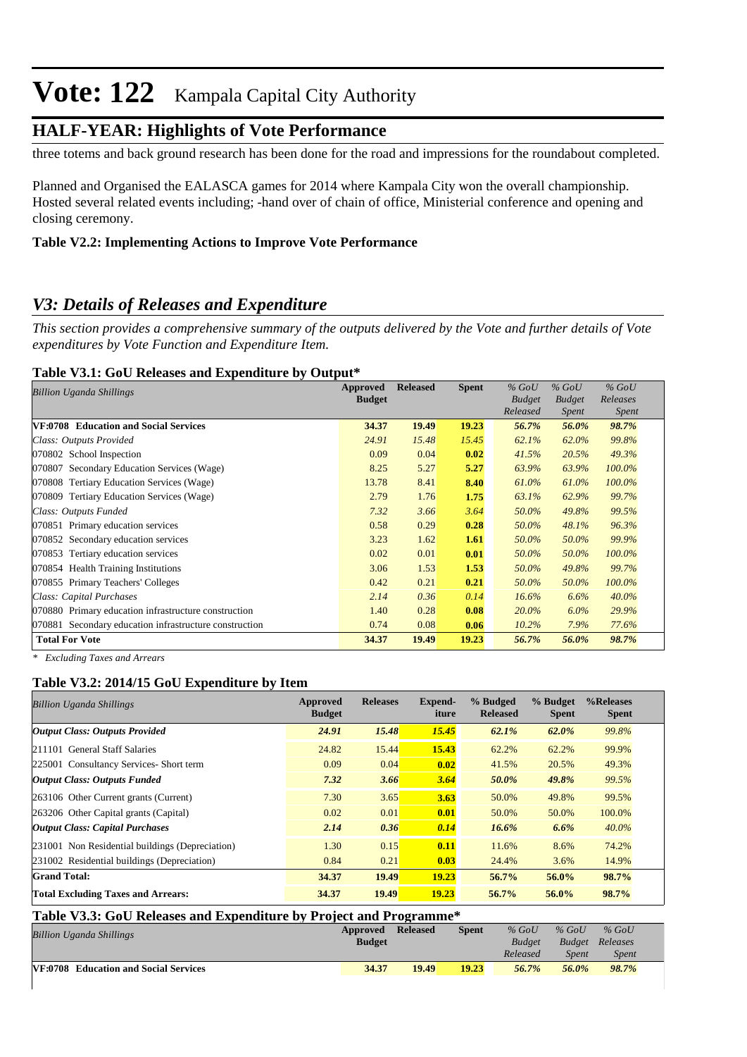# Vote: 122 Kampala Capital City Authority

## HALF-YEAR: Highlights of Vote Performance

three totems and back ground research has been done for the road and impressions for the roundabout completed.

Planned and Organised the EALASCA games for 2014 where Kampala City won the overall championship. Hosted several related events including; -hand over of chain of office, Ministerial conference and opening and closing ceremony.

**Table V2.2: Implementing Actions to Improve Vote Performance**

## *V3: Details of Releases and Expenditure*

*This section provides a comprehensive summary of the outputs delivered by the Vote and further details of Vote expenditures by Vote Function and Expenditure Item.*

**Table V3.1: GoU Releases and Expenditure by Output***

| *Billion Uganda Shillings* | Approved Budget | Released | Spent | *% GoU Budget Released* | *% GoU Budget Spent* | *% GoU Releases Spent* |
|---|---|---|---|---|---|---|
| **VF:0708 Education and Social Services** | **34.37** | **19.49** | **19.23** | ***56.7%*** | ***56.0%*** | ***98.7%*** |
| *Class: Outputs Provided* | *24.91* | *15.48* | *15.45* | *62.1%* | *62.0%* | *99.8%* |
| 070802 School Inspection | 0.09 | 0.04 | **0.02** | *41.5%* | *20.5%* | *49.3%* |
| 070807 Secondary Education Services (Wage) | 8.25 | 5.27 | **5.27** | *63.9%* | *63.9%* | *100.0%* |
| 070808 Tertiary Education Services (Wage) | 13.78 | 8.41 | **8.40** | *61.0%* | *61.0%* | *100.0%* |
| 070809 Tertiary Education Services (Wage) | 2.79 | 1.76 | **1.75** | *63.1%* | *62.9%* | *99.7%* |
| *Class: Outputs Funded* | *7.32* | *3.66* | *3.64* | *50.0%* | *49.8%* | *99.5%* |
| 070851 Primary education services | 0.58 | 0.29 | **0.28** | *50.0%* | *48.1%* | *96.3%* |
| 070852 Secondary education services | 3.23 | 1.62 | **1.61** | *50.0%* | *50.0%* | *99.9%* |
| 070853 Tertiary education services | 0.02 | 0.01 | **0.01** | *50.0%* | *50.0%* | *100.0%* |
| 070854 Health Training Institutions | 3.06 | 1.53 | **1.53** | *50.0%* | *49.8%* | *99.7%* |
| 070855 Primary Teachers' Colleges | 0.42 | 0.21 | **0.21** | *50.0%* | *50.0%* | *100.0%* |
| *Class: Capital Purchases* | *2.14* | *0.36* | *0.14* | *16.6%* | *6.6%* | *40.0%* |
| 070880 Primary education infrastructure construction | 1.40 | 0.28 | **0.08** | *20.0%* | *6.0%* | *29.9%* |
| 070881 Secondary education infrastructure construction | 0.74 | 0.08 | **0.06** | *10.2%* | *7.9%* | *77.6%* |
| **Total For Vote** | **34.37** | **19.49** | **19.23** | ***56.7%*** | ***56.0%*** | ***98.7%*** |

*\* Excluding Taxes and Arrears*

**Table V3.2: 2014/15 GoU Expenditure by Item**

| *Billion Uganda Shillings* | Approved Budget | Releases | Expend-iture | % Budged Released | % Budget Spent | %Releases Spent |
|---|---|---|---|---|---|---|
| ***Output Class: Outputs Provided*** | ***24.91*** | ***15.48*** | ***15.45*** | ***62.1%*** | ***62.0%*** | *99.8%* |
| 211101 General Staff Salaries | 24.82 | 15.44 | **15.43** | 62.2% | 62.2% | 99.9% |
| 225001 Consultancy Services- Short term | 0.09 | 0.04 | **0.02** | 41.5% | 20.5% | 49.3% |
| ***Output Class: Outputs Funded*** | ***7.32*** | ***3.66*** | ***3.64*** | ***50.0%*** | ***49.8%*** | *99.5%* |
| 263106 Other Current grants (Current) | 7.30 | 3.65 | **3.63** | 50.0% | 49.8% | 99.5% |
| 263206 Other Capital grants (Capital) | 0.02 | 0.01 | **0.01** | 50.0% | 50.0% | 100.0% |
| ***Output Class: Capital Purchases*** | ***2.14*** | ***0.36*** | ***0.14*** | ***16.6%*** | ***6.6%*** | *40.0%* |
| 231001 Non Residential buildings (Depreciation) | 1.30 | 0.15 | **0.11** | 11.6% | 8.6% | 74.2% |
| 231002 Residential buildings (Depreciation) | 0.84 | 0.21 | **0.03** | 24.4% | 3.6% | 14.9% |
| **Grand Total:** | **34.37** | **19.49** | **19.23** | **56.7%** | **56.0%** | **98.7%** |
| **Total Excluding Taxes and Arrears:** | **34.37** | **19.49** | **19.23** | **56.7%** | **56.0%** | **98.7%** |

**Table V3.3: GoU Releases and Expenditure by Project and Programme***

| *Billion Uganda Shillings* | Approved Budget | Released | Spent | *% GoU Budget Released* | *% GoU Budget Spent* | *% GoU Releases Spent* |
|---|---|---|---|---|---|---|
| **VF:0708 Education and Social Services** | **34.37** | **19.49** | **19.23** | ***56.7%*** | ***56.0%*** | ***98.7%*** |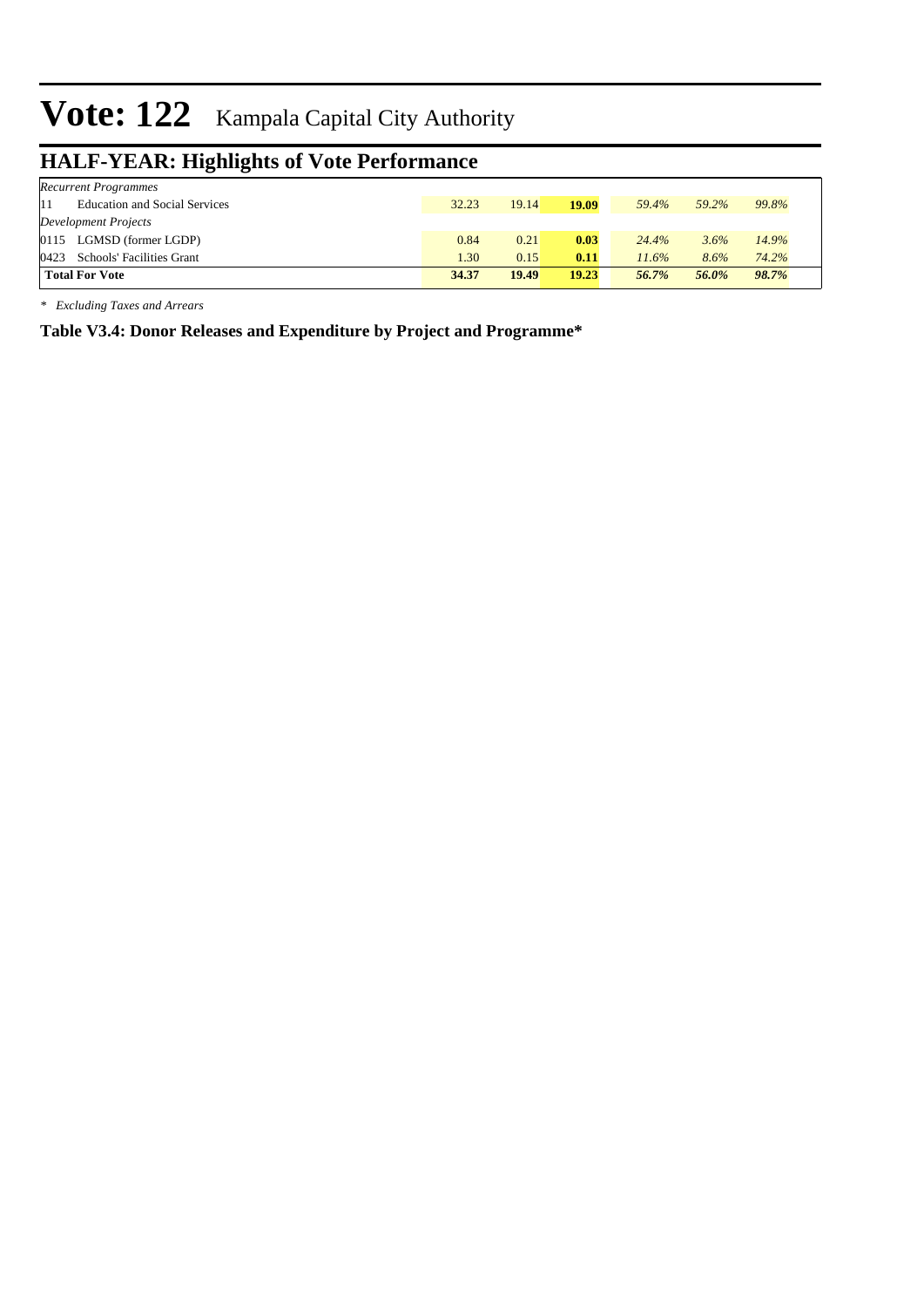# Vote: 122 Kampala Capital City Authority

## HALF-YEAR: Highlights of Vote Performance

| | | | | | | |
|---|---|---|---|---|---|---|
| *Recurrent Programmes* | | | | | | |
| 11 Education and Social Services | 32.23 | 19.14 | **19.09** | *59.4%* | *59.2%* | *99.8%* |
| *Development Projects* | | | | | | |
| 0115 LGMSD (former LGDP) | 0.84 | 0.21 | **0.03** | *24.4%* | *3.6%* | *14.9%* |
| 0423 Schools' Facilities Grant | 1.30 | 0.15 | **0.11** | *11.6%* | *8.6%* | *74.2%* |
| **Total For Vote** | **34.37** | **19.49** | **19.23** | ***56.7%*** | ***56.0%*** | ***98.7%*** |

* *Excluding Taxes and Arrears*

**Table V3.4: Donor Releases and Expenditure by Project and Programme***